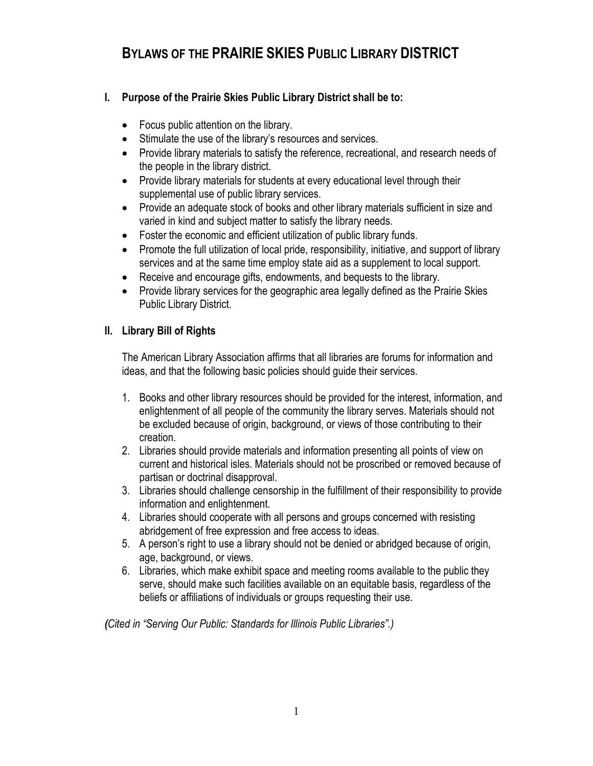# BYLAWS OF THE PRAIRIE SKIES PUBLIC LIBRARY DISTRICT

## I. Purpose of the Prairie Skies Public Library District shall be to:

- Focus public attention on the library.
- Stimulate the use of the library's resources and services.
- Provide library materials to satisfy the reference, recreational, and research needs of the people in the library district.
- Provide library materials for students at every educational level through their supplemental use of public library services.
- Provide an adequate stock of books and other library materials sufficient in size and varied in kind and subject matter to satisfy the library needs.
- Foster the economic and efficient utilization of public library funds.
- Promote the full utilization of local pride, responsibility, initiative, and support of library services and at the same time employ state aid as a supplement to local support.
- Receive and encourage gifts, endowments, and bequests to the library.
- Provide library services for the geographic area legally defined as the Prairie Skies Public Library District.

## II. Library Bill of Rights

The American Library Association affirms that all libraries are forums for information and ideas, and that the following basic policies should guide their services.

1. Books and other library resources should be provided for the interest, information, and enlightenment of all people of the community the library serves. Materials should not be excluded because of origin, background, or views of those contributing to their creation.
2. Libraries should provide materials and information presenting all points of view on current and historical isles. Materials should not be proscribed or removed because of partisan or doctrinal disapproval.
3. Libraries should challenge censorship in the fulfillment of their responsibility to provide information and enlightenment.
4. Libraries should cooperate with all persons and groups concerned with resisting abridgement of free expression and free access to ideas.
5. A person's right to use a library should not be denied or abridged because of origin, age, background, or views.
6. Libraries, which make exhibit space and meeting rooms available to the public they serve, should make such facilities available on an equitable basis, regardless of the beliefs or affiliations of individuals or groups requesting their use.

*(Cited in "Serving Our Public: Standards for Illinois Public Libraries".)*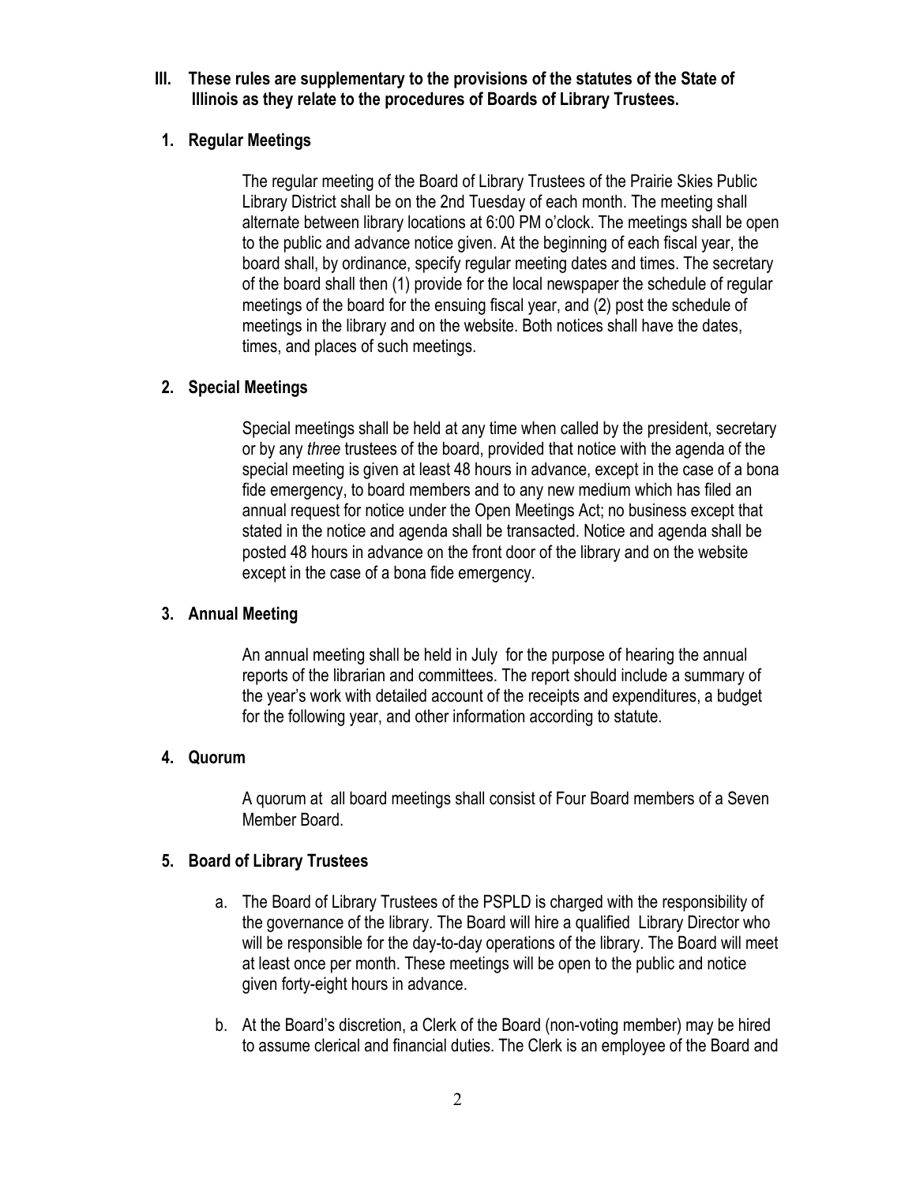**III. These rules are supplementary to the provisions of the statutes of the State of Illinois as they relate to the procedures of Boards of Library Trustees.**

**1. Regular Meetings**

The regular meeting of the Board of Library Trustees of the Prairie Skies Public Library District shall be on the 2nd Tuesday of each month. The meeting shall alternate between library locations at 6:00 PM o'clock. The meetings shall be open to the public and advance notice given. At the beginning of each fiscal year, the board shall, by ordinance, specify regular meeting dates and times. The secretary of the board shall then (1) provide for the local newspaper the schedule of regular meetings of the board for the ensuing fiscal year, and (2) post the schedule of meetings in the library and on the website. Both notices shall have the dates, times, and places of such meetings.

**2. Special Meetings**

Special meetings shall be held at any time when called by the president, secretary or by any *three* trustees of the board, provided that notice with the agenda of the special meeting is given at least 48 hours in advance, except in the case of a bona fide emergency, to board members and to any new medium which has filed an annual request for notice under the Open Meetings Act; no business except that stated in the notice and agenda shall be transacted. Notice and agenda shall be posted 48 hours in advance on the front door of the library and on the website except in the case of a bona fide emergency.

**3. Annual Meeting**

An annual meeting shall be held in July for the purpose of hearing the annual reports of the librarian and committees. The report should include a summary of the year's work with detailed account of the receipts and expenditures, a budget for the following year, and other information according to statute.

**4. Quorum**

A quorum at all board meetings shall consist of Four Board members of a Seven Member Board.

**5. Board of Library Trustees**

a. The Board of Library Trustees of the PSPLD is charged with the responsibility of the governance of the library. The Board will hire a qualified Library Director who will be responsible for the day-to-day operations of the library. The Board will meet at least once per month. These meetings will be open to the public and notice given forty-eight hours in advance.

b. At the Board's discretion, a Clerk of the Board (non-voting member) may be hired to assume clerical and financial duties. The Clerk is an employee of the Board and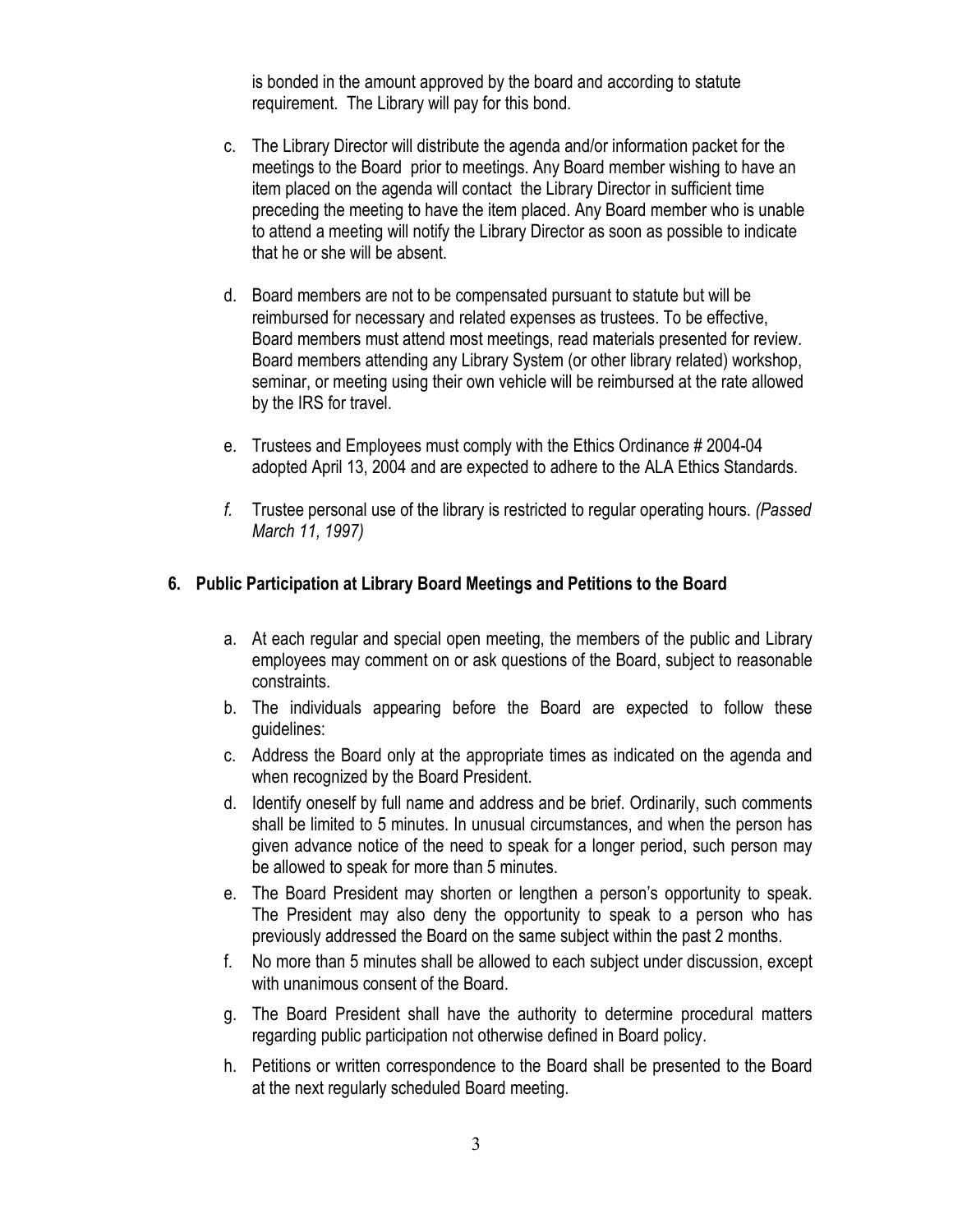is bonded in the amount approved by the board and according to statute requirement. The Library will pay for this bond.

c. The Library Director will distribute the agenda and/or information packet for the meetings to the Board prior to meetings. Any Board member wishing to have an item placed on the agenda will contact the Library Director in sufficient time preceding the meeting to have the item placed. Any Board member who is unable to attend a meeting will notify the Library Director as soon as possible to indicate that he or she will be absent.

d. Board members are not to be compensated pursuant to statute but will be reimbursed for necessary and related expenses as trustees. To be effective, Board members must attend most meetings, read materials presented for review. Board members attending any Library System (or other library related) workshop, seminar, or meeting using their own vehicle will be reimbursed at the rate allowed by the IRS for travel.

e. Trustees and Employees must comply with the Ethics Ordinance # 2004-04 adopted April 13, 2004 and are expected to adhere to the ALA Ethics Standards.

*f.* Trustee personal use of the library is restricted to regular operating hours. *(Passed March 11, 1997)*

**6. Public Participation at Library Board Meetings and Petitions to the Board**

a. At each regular and special open meeting, the members of the public and Library employees may comment on or ask questions of the Board, subject to reasonable constraints.

b. The individuals appearing before the Board are expected to follow these guidelines:

c. Address the Board only at the appropriate times as indicated on the agenda and when recognized by the Board President.

d. Identify oneself by full name and address and be brief. Ordinarily, such comments shall be limited to 5 minutes. In unusual circumstances, and when the person has given advance notice of the need to speak for a longer period, such person may be allowed to speak for more than 5 minutes.

e. The Board President may shorten or lengthen a person's opportunity to speak. The President may also deny the opportunity to speak to a person who has previously addressed the Board on the same subject within the past 2 months.

f. No more than 5 minutes shall be allowed to each subject under discussion, except with unanimous consent of the Board.

g. The Board President shall have the authority to determine procedural matters regarding public participation not otherwise defined in Board policy.

h. Petitions or written correspondence to the Board shall be presented to the Board at the next regularly scheduled Board meeting.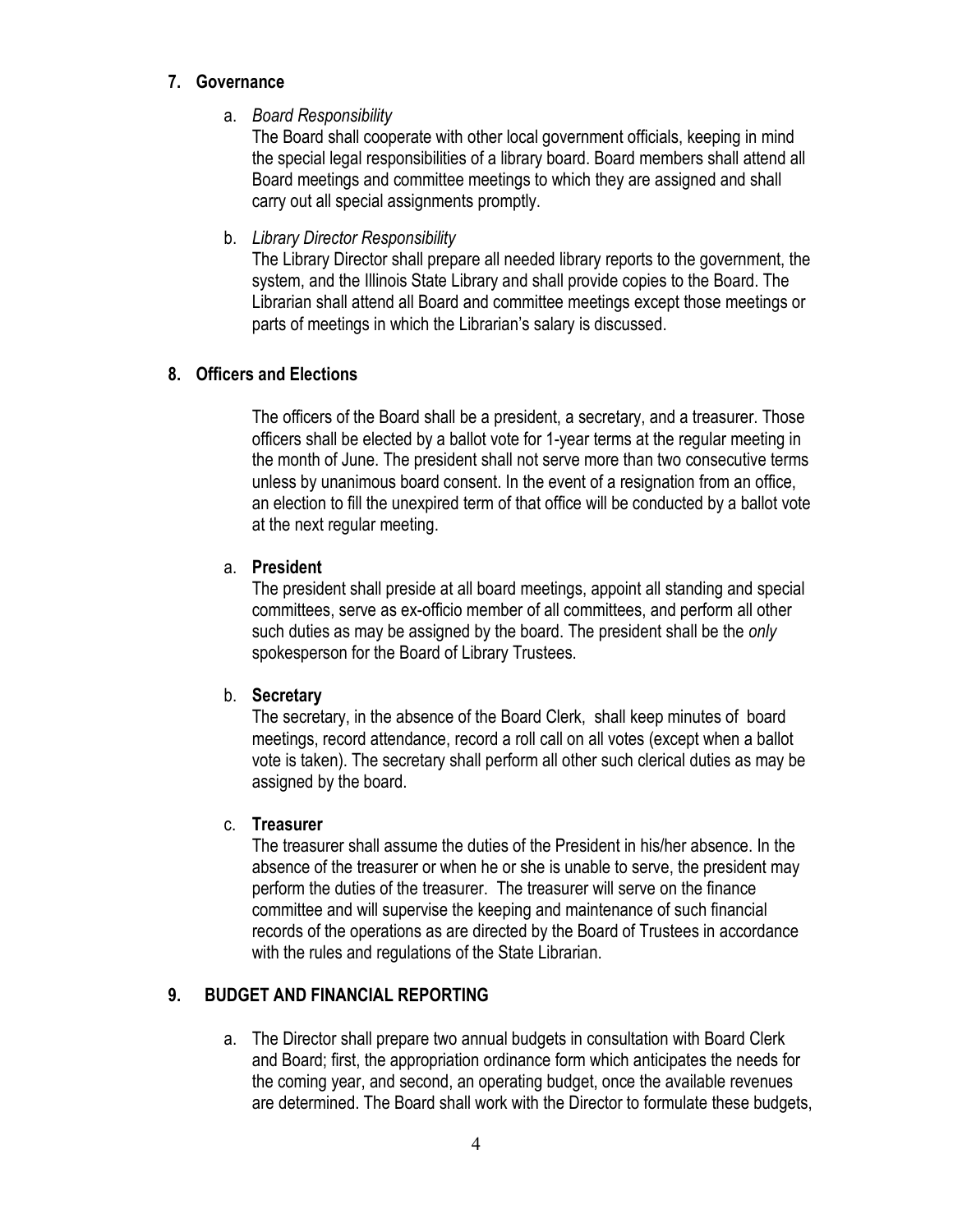## 7. Governance

a. *Board Responsibility*

The Board shall cooperate with other local government officials, keeping in mind the special legal responsibilities of a library board. Board members shall attend all Board meetings and committee meetings to which they are assigned and shall carry out all special assignments promptly.

b. *Library Director Responsibility*

The Library Director shall prepare all needed library reports to the government, the system, and the Illinois State Library and shall provide copies to the Board. The Librarian shall attend all Board and committee meetings except those meetings or parts of meetings in which the Librarian's salary is discussed.

## 8. Officers and Elections

The officers of the Board shall be a president, a secretary, and a treasurer. Those officers shall be elected by a ballot vote for 1-year terms at the regular meeting in the month of June. The president shall not serve more than two consecutive terms unless by unanimous board consent. In the event of a resignation from an office, an election to fill the unexpired term of that office will be conducted by a ballot vote at the next regular meeting.

a. **President**

The president shall preside at all board meetings, appoint all standing and special committees, serve as ex-officio member of all committees, and perform all other such duties as may be assigned by the board. The president shall be the *only* spokesperson for the Board of Library Trustees.

b. **Secretary**

The secretary, in the absence of the Board Clerk, shall keep minutes of board meetings, record attendance, record a roll call on all votes (except when a ballot vote is taken). The secretary shall perform all other such clerical duties as may be assigned by the board.

c. **Treasurer**

The treasurer shall assume the duties of the President in his/her absence. In the absence of the treasurer or when he or she is unable to serve, the president may perform the duties of the treasurer. The treasurer will serve on the finance committee and will supervise the keeping and maintenance of such financial records of the operations as are directed by the Board of Trustees in accordance with the rules and regulations of the State Librarian.

## 9. BUDGET AND FINANCIAL REPORTING

a. The Director shall prepare two annual budgets in consultation with Board Clerk and Board; first, the appropriation ordinance form which anticipates the needs for the coming year, and second, an operating budget, once the available revenues are determined. The Board shall work with the Director to formulate these budgets,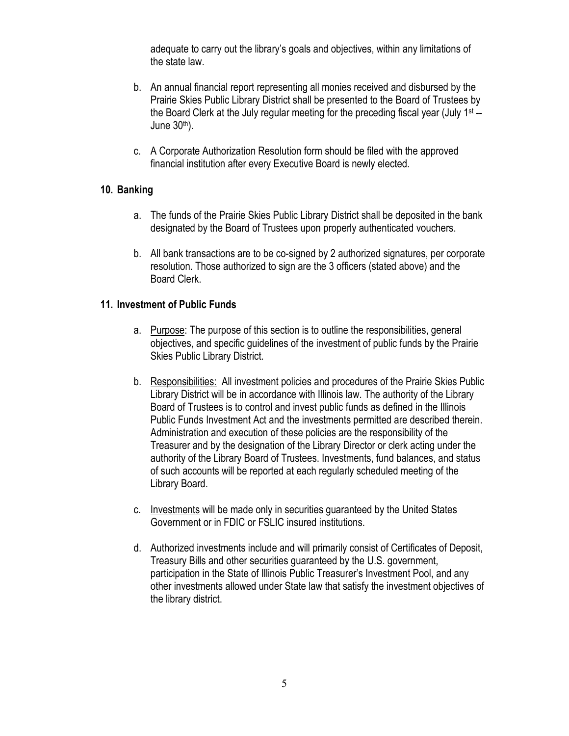adequate to carry out the library's goals and objectives, within any limitations of the state law.

b. An annual financial report representing all monies received and disbursed by the Prairie Skies Public Library District shall be presented to the Board of Trustees by the Board Clerk at the July regular meeting for the preceding fiscal year (July 1st -- June 30th).

c. A Corporate Authorization Resolution form should be filed with the approved financial institution after every Executive Board is newly elected.

## 10. Banking

a. The funds of the Prairie Skies Public Library District shall be deposited in the bank designated by the Board of Trustees upon properly authenticated vouchers.

b. All bank transactions are to be co-signed by 2 authorized signatures, per corporate resolution. Those authorized to sign are the 3 officers (stated above) and the Board Clerk.

## 11. Investment of Public Funds

a. Purpose: The purpose of this section is to outline the responsibilities, general objectives, and specific guidelines of the investment of public funds by the Prairie Skies Public Library District.

b. Responsibilities: All investment policies and procedures of the Prairie Skies Public Library District will be in accordance with Illinois law. The authority of the Library Board of Trustees is to control and invest public funds as defined in the Illinois Public Funds Investment Act and the investments permitted are described therein. Administration and execution of these policies are the responsibility of the Treasurer and by the designation of the Library Director or clerk acting under the authority of the Library Board of Trustees. Investments, fund balances, and status of such accounts will be reported at each regularly scheduled meeting of the Library Board.

c. Investments will be made only in securities guaranteed by the United States Government or in FDIC or FSLIC insured institutions.

d. Authorized investments include and will primarily consist of Certificates of Deposit, Treasury Bills and other securities guaranteed by the U.S. government, participation in the State of Illinois Public Treasurer's Investment Pool, and any other investments allowed under State law that satisfy the investment objectives of the library district.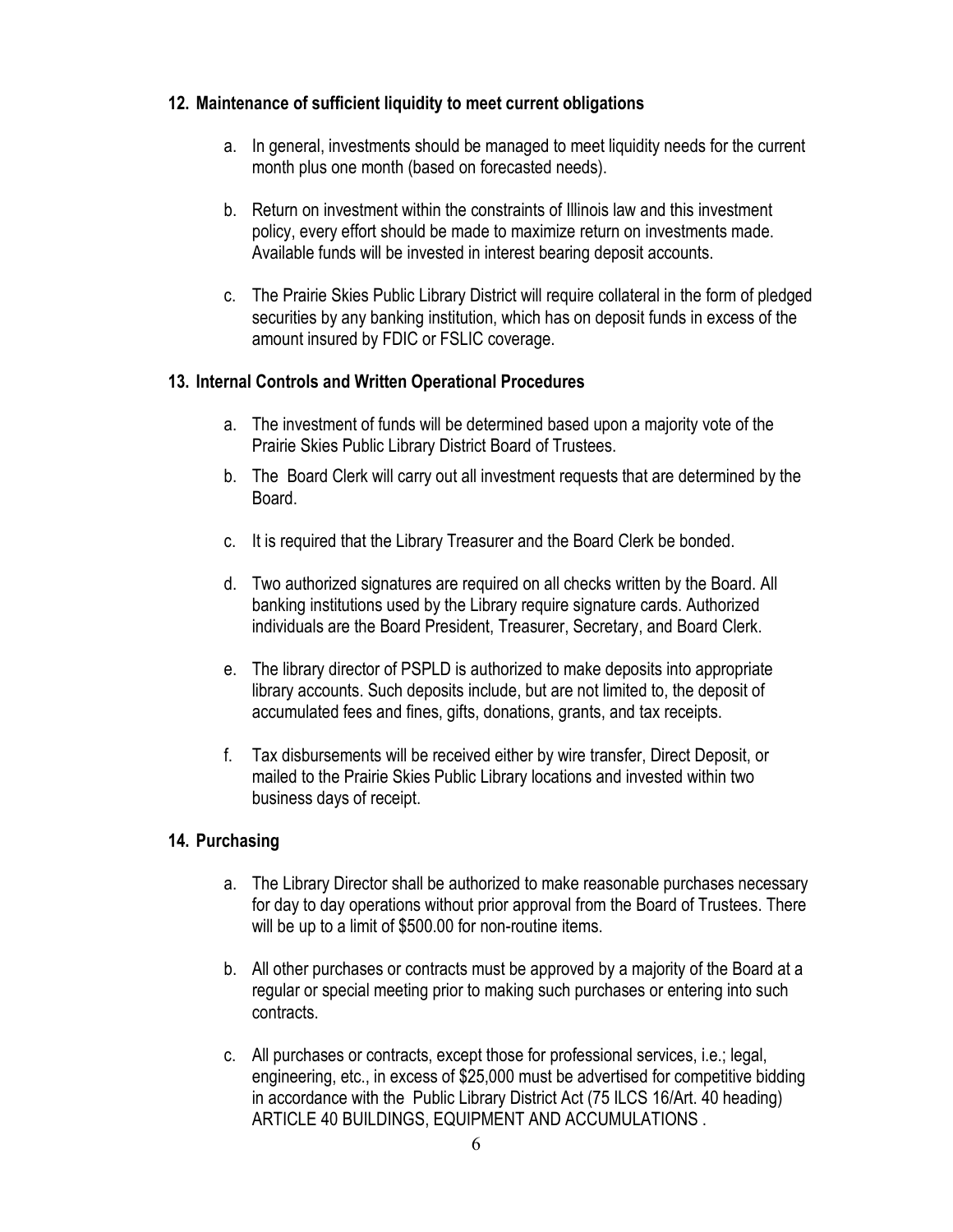## 12. Maintenance of sufficient liquidity to meet current obligations

a. In general, investments should be managed to meet liquidity needs for the current month plus one month (based on forecasted needs).

b. Return on investment within the constraints of Illinois law and this investment policy, every effort should be made to maximize return on investments made. Available funds will be invested in interest bearing deposit accounts.

c. The Prairie Skies Public Library District will require collateral in the form of pledged securities by any banking institution, which has on deposit funds in excess of the amount insured by FDIC or FSLIC coverage.

## 13. Internal Controls and Written Operational Procedures

a. The investment of funds will be determined based upon a majority vote of the Prairie Skies Public Library District Board of Trustees.

b. The Board Clerk will carry out all investment requests that are determined by the Board.

c. It is required that the Library Treasurer and the Board Clerk be bonded.

d. Two authorized signatures are required on all checks written by the Board. All banking institutions used by the Library require signature cards. Authorized individuals are the Board President, Treasurer, Secretary, and Board Clerk.

e. The library director of PSPLD is authorized to make deposits into appropriate library accounts. Such deposits include, but are not limited to, the deposit of accumulated fees and fines, gifts, donations, grants, and tax receipts.

f. Tax disbursements will be received either by wire transfer, Direct Deposit, or mailed to the Prairie Skies Public Library locations and invested within two business days of receipt.

## 14. Purchasing

a. The Library Director shall be authorized to make reasonable purchases necessary for day to day operations without prior approval from the Board of Trustees. There will be up to a limit of $500.00 for non-routine items.

b. All other purchases or contracts must be approved by a majority of the Board at a regular or special meeting prior to making such purchases or entering into such contracts.

c. All purchases or contracts, except those for professional services, i.e.; legal, engineering, etc., in excess of $25,000 must be advertised for competitive bidding in accordance with the Public Library District Act (75 ILCS 16/Art. 40 heading) ARTICLE 40 BUILDINGS, EQUIPMENT AND ACCUMULATIONS .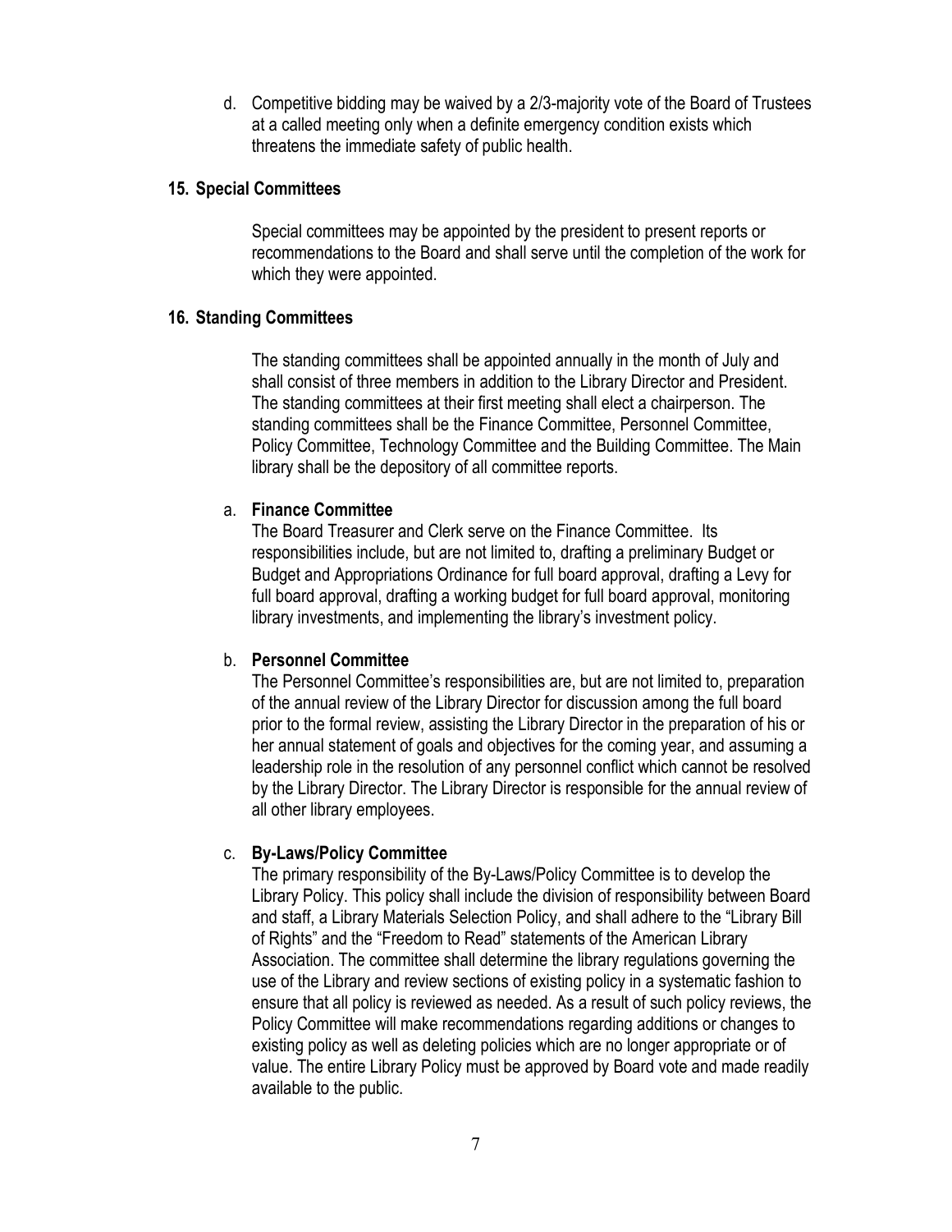d. Competitive bidding may be waived by a 2/3-majority vote of the Board of Trustees at a called meeting only when a definite emergency condition exists which threatens the immediate safety of public health.

**15. Special Committees**

Special committees may be appointed by the president to present reports or recommendations to the Board and shall serve until the completion of the work for which they were appointed.

**16. Standing Committees**

The standing committees shall be appointed annually in the month of July and shall consist of three members in addition to the Library Director and President. The standing committees at their first meeting shall elect a chairperson. The standing committees shall be the Finance Committee, Personnel Committee, Policy Committee, Technology Committee and the Building Committee. The Main library shall be the depository of all committee reports.

a. **Finance Committee**
The Board Treasurer and Clerk serve on the Finance Committee. Its responsibilities include, but are not limited to, drafting a preliminary Budget or Budget and Appropriations Ordinance for full board approval, drafting a Levy for full board approval, drafting a working budget for full board approval, monitoring library investments, and implementing the library's investment policy.

b. **Personnel Committee**
The Personnel Committee's responsibilities are, but are not limited to, preparation of the annual review of the Library Director for discussion among the full board prior to the formal review, assisting the Library Director in the preparation of his or her annual statement of goals and objectives for the coming year, and assuming a leadership role in the resolution of any personnel conflict which cannot be resolved by the Library Director. The Library Director is responsible for the annual review of all other library employees.

c. **By-Laws/Policy Committee**
The primary responsibility of the By-Laws/Policy Committee is to develop the Library Policy. This policy shall include the division of responsibility between Board and staff, a Library Materials Selection Policy, and shall adhere to the "Library Bill of Rights" and the "Freedom to Read" statements of the American Library Association. The committee shall determine the library regulations governing the use of the Library and review sections of existing policy in a systematic fashion to ensure that all policy is reviewed as needed. As a result of such policy reviews, the Policy Committee will make recommendations regarding additions or changes to existing policy as well as deleting policies which are no longer appropriate or of value. The entire Library Policy must be approved by Board vote and made readily available to the public.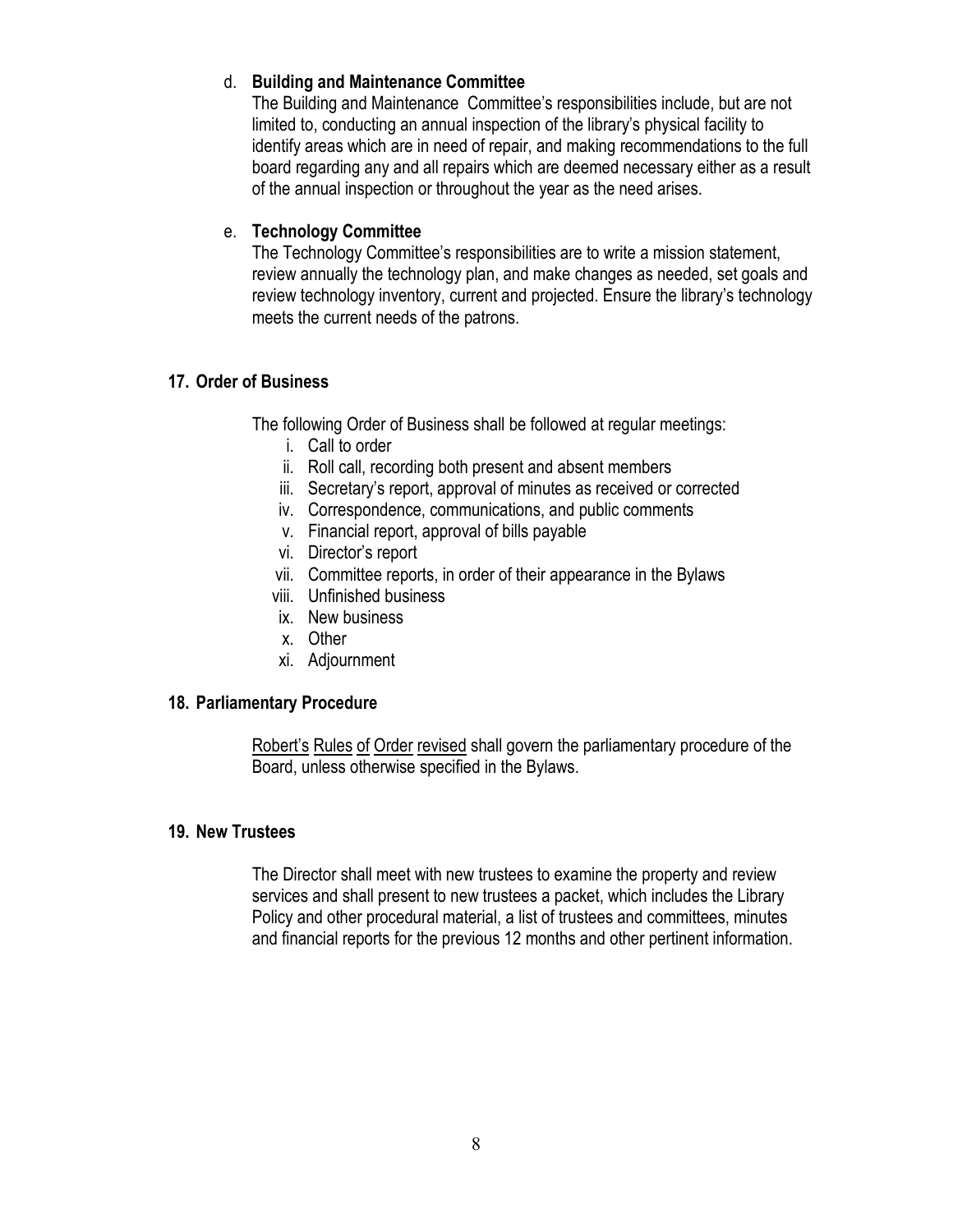d. **Building and Maintenance Committee**
   The Building and Maintenance Committee's responsibilities include, but are not limited to, conducting an annual inspection of the library's physical facility to identify areas which are in need of repair, and making recommendations to the full board regarding any and all repairs which are deemed necessary either as a result of the annual inspection or throughout the year as the need arises.

e. **Technology Committee**
   The Technology Committee's responsibilities are to write a mission statement, review annually the technology plan, and make changes as needed, set goals and review technology inventory, current and projected. Ensure the library's technology meets the current needs of the patrons.

## 17. Order of Business

The following Order of Business shall be followed at regular meetings:

i. Call to order
ii. Roll call, recording both present and absent members
iii. Secretary's report, approval of minutes as received or corrected
iv. Correspondence, communications, and public comments
v. Financial report, approval of bills payable
vi. Director's report
vii. Committee reports, in order of their appearance in the Bylaws
viii. Unfinished business
ix. New business
x. Other
xi. Adjournment

## 18. Parliamentary Procedure

Robert's Rules of Order revised shall govern the parliamentary procedure of the Board, unless otherwise specified in the Bylaws.

## 19. New Trustees

The Director shall meet with new trustees to examine the property and review services and shall present to new trustees a packet, which includes the Library Policy and other procedural material, a list of trustees and committees, minutes and financial reports for the previous 12 months and other pertinent information.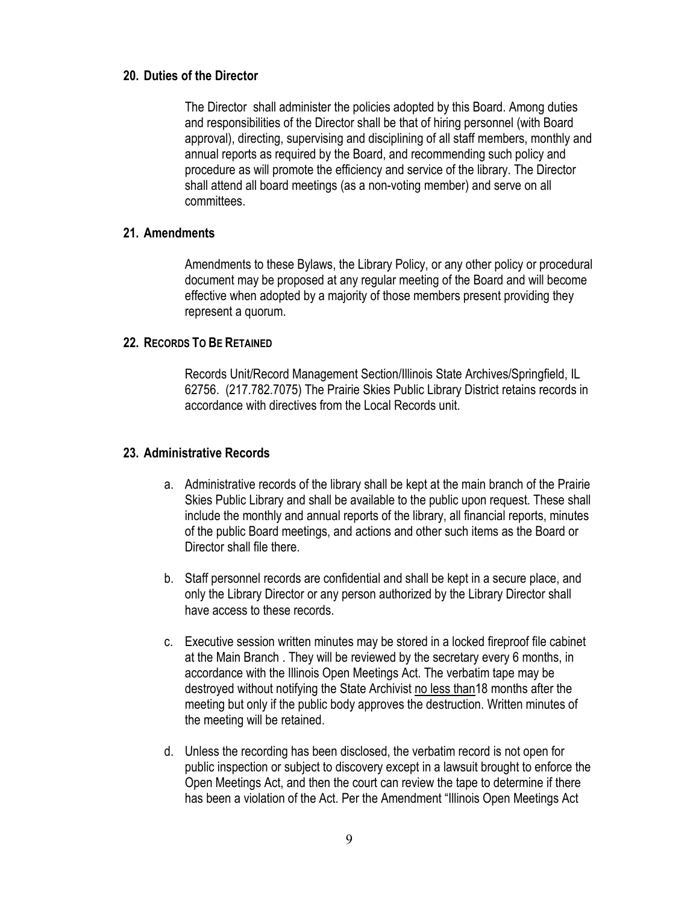## 20. Duties of the Director

The Director  shall administer the policies adopted by this Board. Among duties and responsibilities of the Director shall be that of hiring personnel (with Board approval), directing, supervising and disciplining of all staff members, monthly and annual reports as required by the Board, and recommending such policy and procedure as will promote the efficiency and service of the library. The Director shall attend all board meetings (as a non-voting member) and serve on all committees.

## 21. Amendments

Amendments to these Bylaws, the Library Policy, or any other policy or procedural document may be proposed at any regular meeting of the Board and will become effective when adopted by a majority of those members present providing they represent a quorum.

## 22. Records To Be Retained

Records Unit/Record Management Section/Illinois State Archives/Springfield, IL 62756.  (217.782.7075) The Prairie Skies Public Library District retains records in accordance with directives from the Local Records unit.

## 23. Administrative Records

a. Administrative records of the library shall be kept at the main branch of the Prairie Skies Public Library and shall be available to the public upon request. These shall include the monthly and annual reports of the library, all financial reports, minutes of the public Board meetings, and actions and other such items as the Board or Director shall file there.

b. Staff personnel records are confidential and shall be kept in a secure place, and only the Library Director or any person authorized by the Library Director shall have access to these records.

c. Executive session written minutes may be stored in a locked fireproof file cabinet at the Main Branch . They will be reviewed by the secretary every 6 months, in accordance with the Illinois Open Meetings Act. The verbatim tape may be destroyed without notifying the State Archivist <u>no less than</u>18 months after the meeting but only if the public body approves the destruction. Written minutes of the meeting will be retained.

d. Unless the recording has been disclosed, the verbatim record is not open for public inspection or subject to discovery except in a lawsuit brought to enforce the Open Meetings Act, and then the court can review the tape to determine if there has been a violation of the Act. Per the Amendment "Illinois Open Meetings Act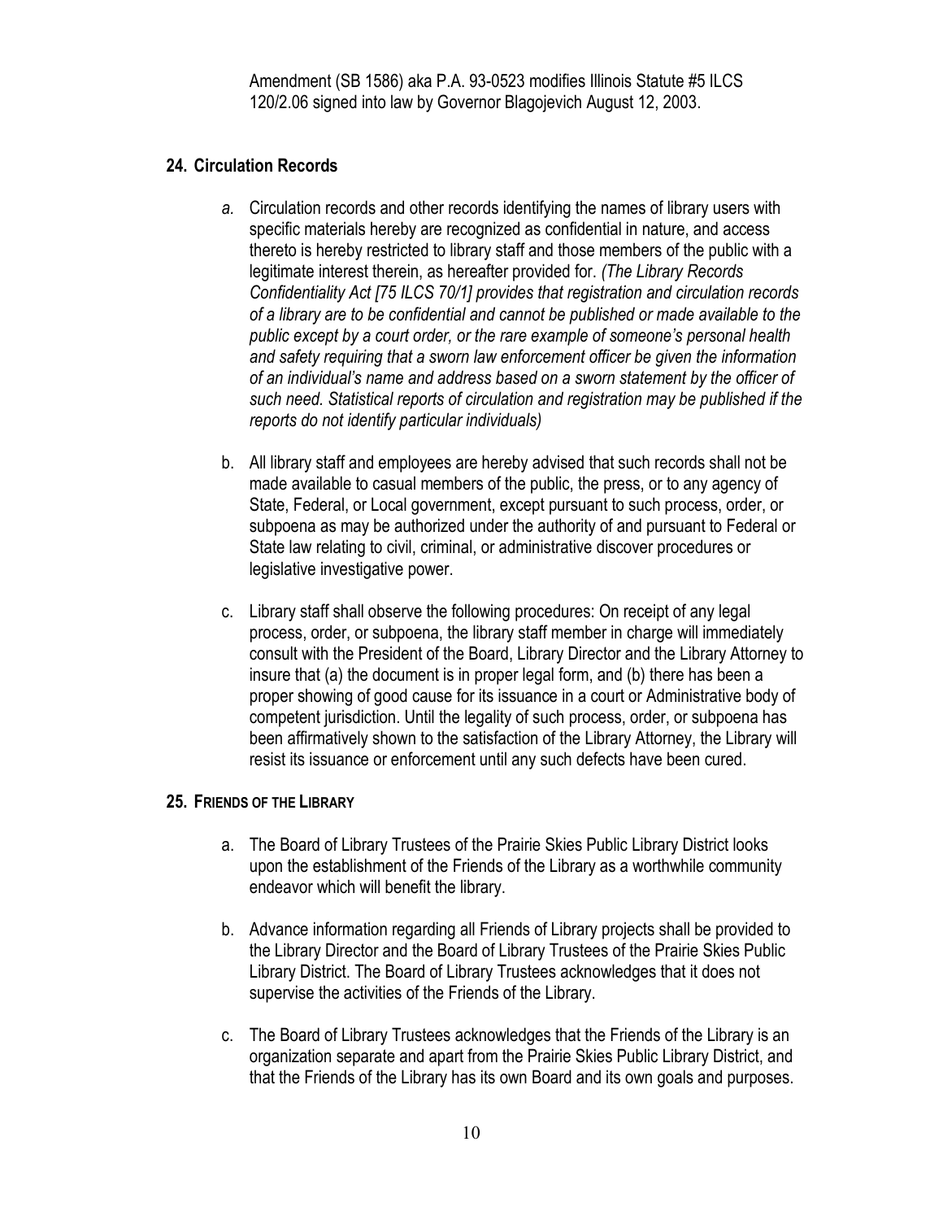Amendment (SB 1586) aka P.A. 93-0523 modifies Illinois Statute #5 ILCS 120/2.06 signed into law by Governor Blagojevich August 12, 2003.

## 24. Circulation Records

*a.* Circulation records and other records identifying the names of library users with specific materials hereby are recognized as confidential in nature, and access thereto is hereby restricted to library staff and those members of the public with a legitimate interest therein, as hereafter provided for. *(The Library Records Confidentiality Act [75 ILCS 70/1] provides that registration and circulation records of a library are to be confidential and cannot be published or made available to the public except by a court order, or the rare example of someone's personal health and safety requiring that a sworn law enforcement officer be given the information of an individual's name and address based on a sworn statement by the officer of such need. Statistical reports of circulation and registration may be published if the reports do not identify particular individuals)*

b. All library staff and employees are hereby advised that such records shall not be made available to casual members of the public, the press, or to any agency of State, Federal, or Local government, except pursuant to such process, order, or subpoena as may be authorized under the authority of and pursuant to Federal or State law relating to civil, criminal, or administrative discover procedures or legislative investigative power.

c. Library staff shall observe the following procedures: On receipt of any legal process, order, or subpoena, the library staff member in charge will immediately consult with the President of the Board, Library Director and the Library Attorney to insure that (a) the document is in proper legal form, and (b) there has been a proper showing of good cause for its issuance in a court or Administrative body of competent jurisdiction. Until the legality of such process, order, or subpoena has been affirmatively shown to the satisfaction of the Library Attorney, the Library will resist its issuance or enforcement until any such defects have been cured.

## 25. Friends of the Library

a. The Board of Library Trustees of the Prairie Skies Public Library District looks upon the establishment of the Friends of the Library as a worthwhile community endeavor which will benefit the library.

b. Advance information regarding all Friends of Library projects shall be provided to the Library Director and the Board of Library Trustees of the Prairie Skies Public Library District. The Board of Library Trustees acknowledges that it does not supervise the activities of the Friends of the Library.

c. The Board of Library Trustees acknowledges that the Friends of the Library is an organization separate and apart from the Prairie Skies Public Library District, and that the Friends of the Library has its own Board and its own goals and purposes.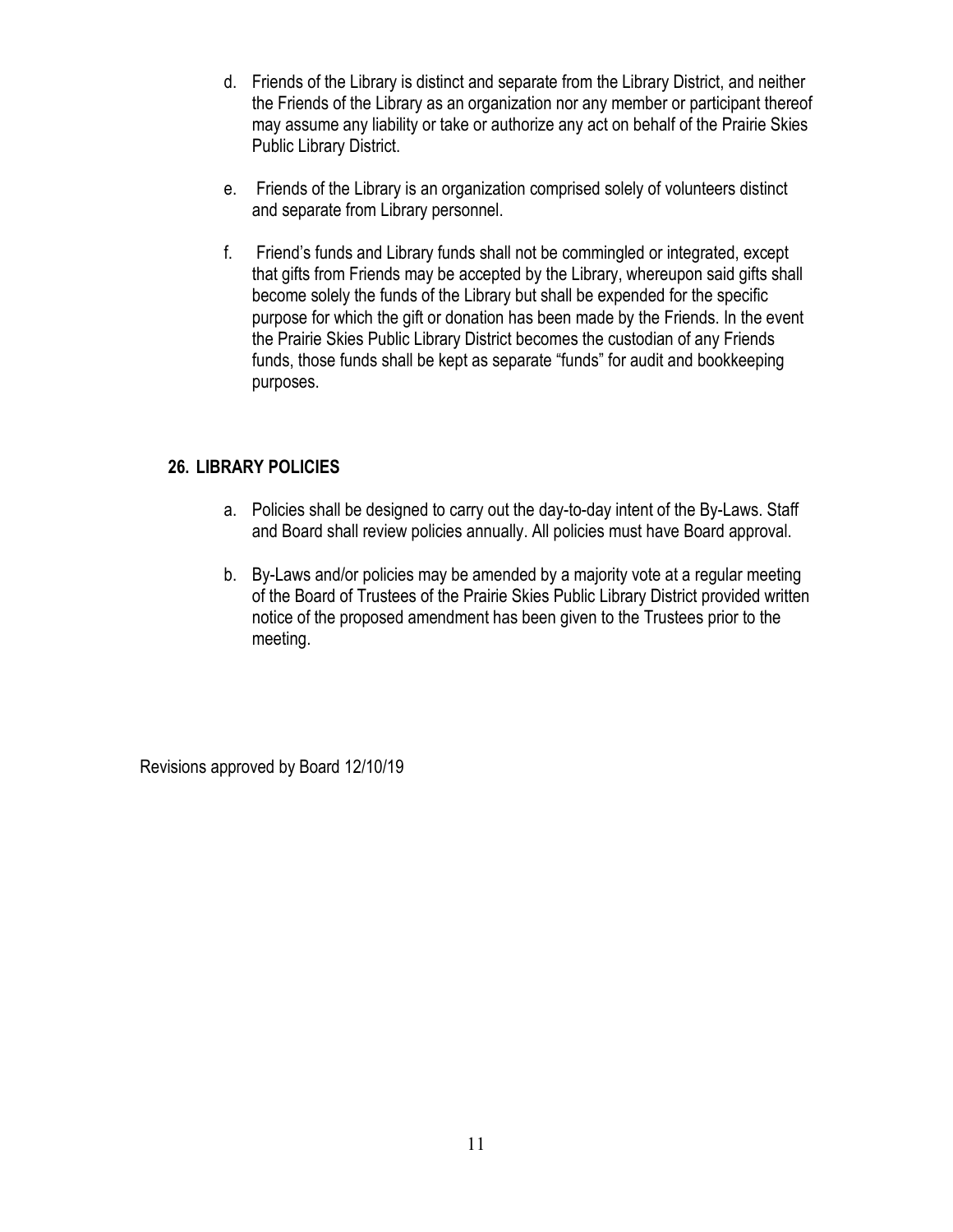d. Friends of the Library is distinct and separate from the Library District, and neither the Friends of the Library as an organization nor any member or participant thereof may assume any liability or take or authorize any act on behalf of the Prairie Skies Public Library District.

e. Friends of the Library is an organization comprised solely of volunteers distinct and separate from Library personnel.

f. Friend's funds and Library funds shall not be commingled or integrated, except that gifts from Friends may be accepted by the Library, whereupon said gifts shall become solely the funds of the Library but shall be expended for the specific purpose for which the gift or donation has been made by the Friends. In the event the Prairie Skies Public Library District becomes the custodian of any Friends funds, those funds shall be kept as separate "funds" for audit and bookkeeping purposes.

## 26. LIBRARY POLICIES

a. Policies shall be designed to carry out the day-to-day intent of the By-Laws. Staff and Board shall review policies annually. All policies must have Board approval.

b. By-Laws and/or policies may be amended by a majority vote at a regular meeting of the Board of Trustees of the Prairie Skies Public Library District provided written notice of the proposed amendment has been given to the Trustees prior to the meeting.

Revisions approved by Board 12/10/19